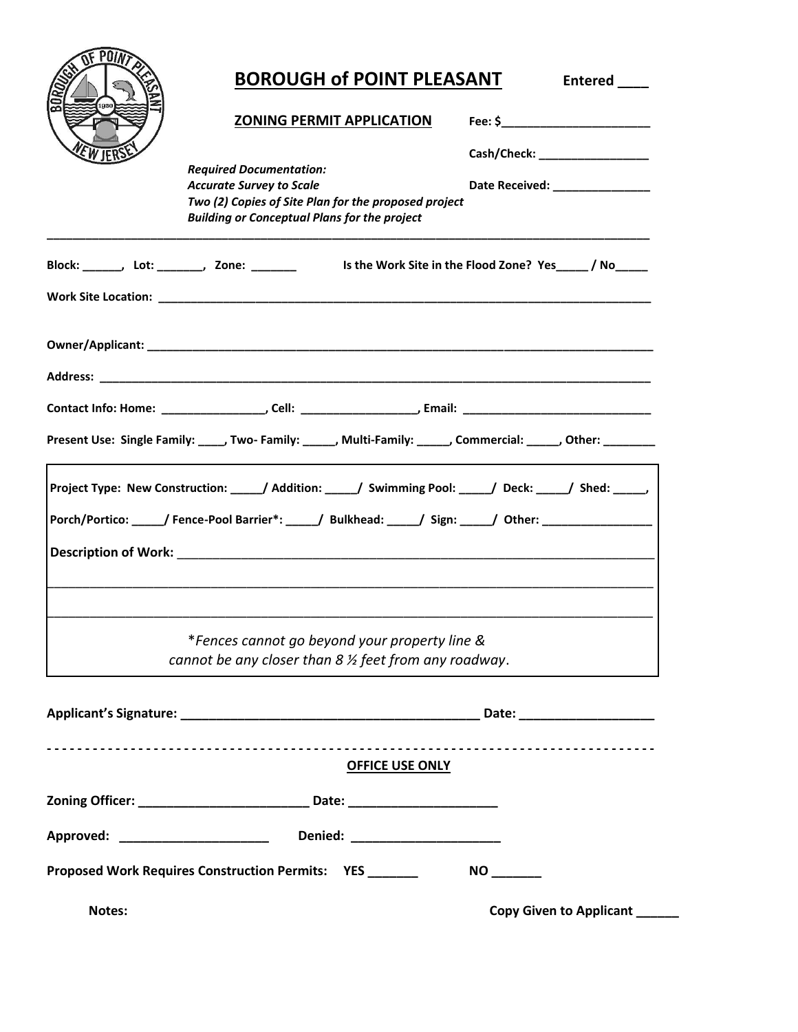# BOROUGH of POINT PLEASANT

**Entered ____**

## ZONING PERMIT APPLICATION

**Fee: $______________________**

**Cash/Check: ________________**

**Date Received: ______________**

***Required Documentation:***
***Accurate Survey to Scale***
***Two (2) Copies of Site Plan for the proposed project***
***Building or Conceptual Plans for the project***

---

**Block: ______, Lot: _______, Zone: _______** **Is the Work Site in the Flood Zone? Yes_____ / No_____**

**Work Site Location: ____________________________________________________________________________**

**Owner/Applicant: ______________________________________________________________________________**

**Address: _____________________________________________________________________________________**

**Contact Info: Home: ________________, Cell: _________________, Email: ____________________________**

**Present Use: Single Family: ____, Two- Family: _____, Multi-Family: _____, Commercial: _____, Other: ________**

**Project Type: New Construction: _____/ Addition: _____/ Swimming Pool: _____/ Deck: _____/ Shed: _____,**

**Porch/Portico: _____/ Fence-Pool Barrier*: _____/ Bulkhead: _____/ Sign: _____/ Other: ________________**

**Description of Work: ___________________________________________________________________**

_____________________________________________________________________________________________

_____________________________________________________________________________________________

*Fences cannot go beyond your property line & cannot be any closer than 8 ½ feet from any roadway.*

**Applicant's Signature: __________________________________________ Date: __________________**

- - - - - - - - - - - - - - - - - - - - - - - - - - - - - - - - - - - - - - - - - - - - - - - - - - - - - - - - - - - - - -

**OFFICE USE ONLY**

**Zoning Officer: ________________________ Date: ____________________**

**Approved: ____________________ Denied: ____________________**

**Proposed Work Requires Construction Permits: YES _______ NO _______**

**Notes:** **Copy Given to Applicant ______**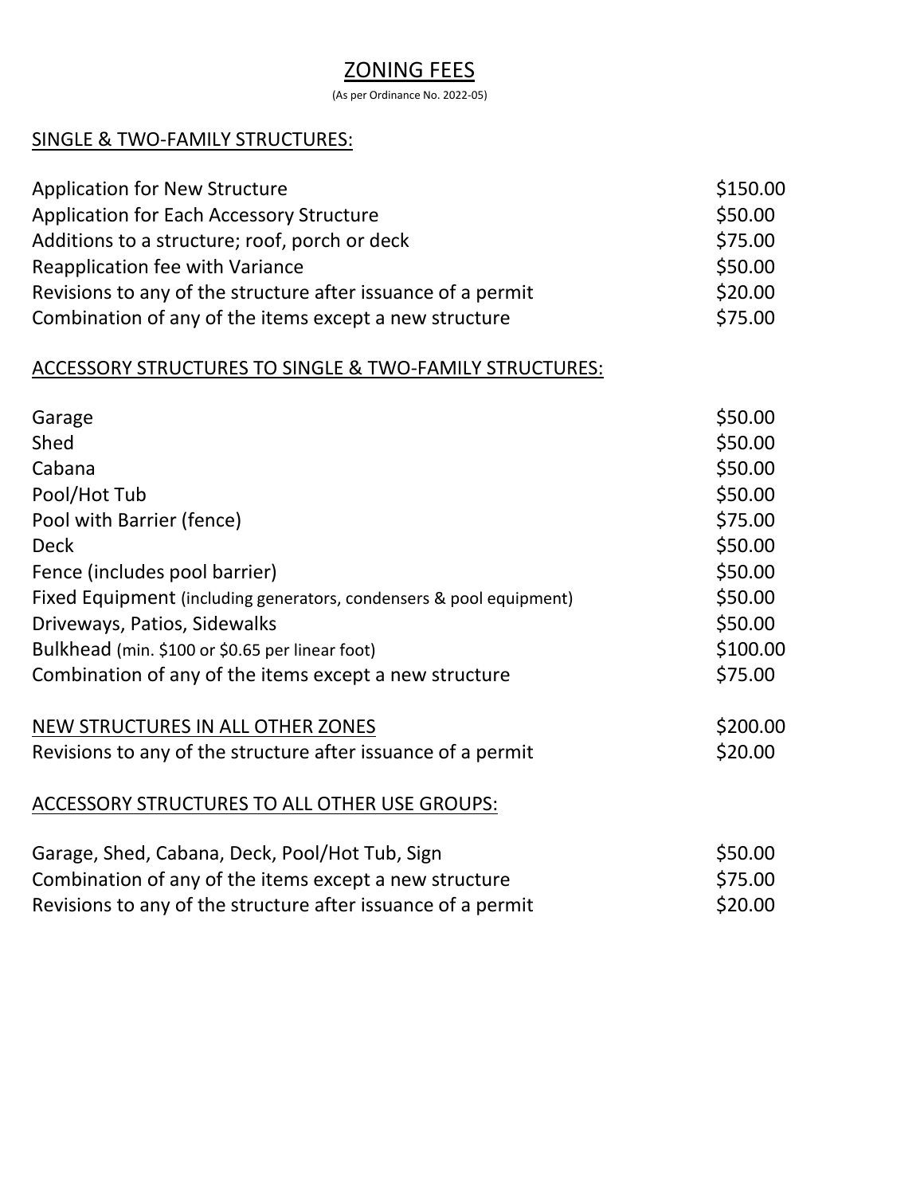# ZONING FEES

(As per Ordinance No. 2022-05)

## SINGLE & TWO-FAMILY STRUCTURES:

| | |
|---|---|
| Application for New Structure | \$150.00 |
| Application for Each Accessory Structure | \$50.00 |
| Additions to a structure; roof, porch or deck | \$75.00 |
| Reapplication fee with Variance | \$50.00 |
| Revisions to any of the structure after issuance of a permit | \$20.00 |
| Combination of any of the items except a new structure | \$75.00 |

## ACCESSORY STRUCTURES TO SINGLE & TWO-FAMILY STRUCTURES:

| | |
|---|---|
| Garage | \$50.00 |
| Shed | \$50.00 |
| Cabana | \$50.00 |
| Pool/Hot Tub | \$50.00 |
| Pool with Barrier (fence) | \$75.00 |
| Deck | \$50.00 |
| Fence (includes pool barrier) | \$50.00 |
| Fixed Equipment (including generators, condensers & pool equipment) | \$50.00 |
| Driveways, Patios, Sidewalks | \$50.00 |
| Bulkhead (min. \$100 or \$0.65 per linear foot) | \$100.00 |
| Combination of any of the items except a new structure | \$75.00 |

## NEW STRUCTURES IN ALL OTHER ZONES

| | |
|---|---|
| NEW STRUCTURES IN ALL OTHER ZONES | \$200.00 |
| Revisions to any of the structure after issuance of a permit | \$20.00 |

## ACCESSORY STRUCTURES TO ALL OTHER USE GROUPS:

| | |
|---|---|
| Garage, Shed, Cabana, Deck, Pool/Hot Tub, Sign | \$50.00 |
| Combination of any of the items except a new structure | \$75.00 |
| Revisions to any of the structure after issuance of a permit | \$20.00 |